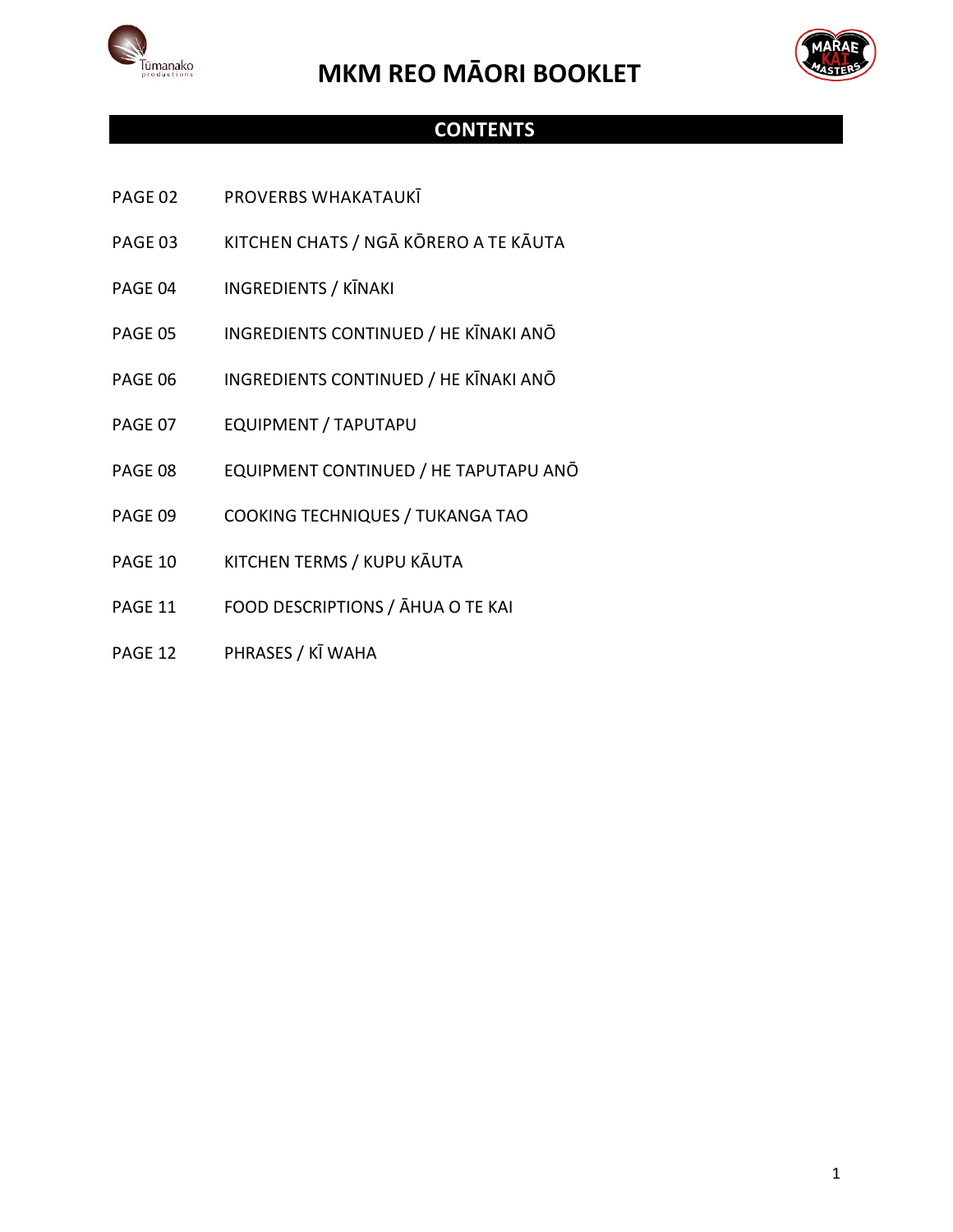# MKM REO MĀORI BOOKLET

## CONTENTS

| | |
|---|---|
| PAGE 02 | PROVERBS WHAKATAUKĪ |
| PAGE 03 | KITCHEN CHATS / NGĀ KŌRERO A TE KĀUTA |
| PAGE 04 | INGREDIENTS / KĪNAKI |
| PAGE 05 | INGREDIENTS CONTINUED / HE KĪNAKI ANŌ |
| PAGE 06 | INGREDIENTS CONTINUED / HE KĪNAKI ANŌ |
| PAGE 07 | EQUIPMENT / TAPUTAPU |
| PAGE 08 | EQUIPMENT CONTINUED / HE TAPUTAPU ANŌ |
| PAGE 09 | COOKING TECHNIQUES / TUKANGA TAO |
| PAGE 10 | KITCHEN TERMS / KUPU KĀUTA |
| PAGE 11 | FOOD DESCRIPTIONS / ĀHUA O TE KAI |
| PAGE 12 | PHRASES / KĪ WAHA |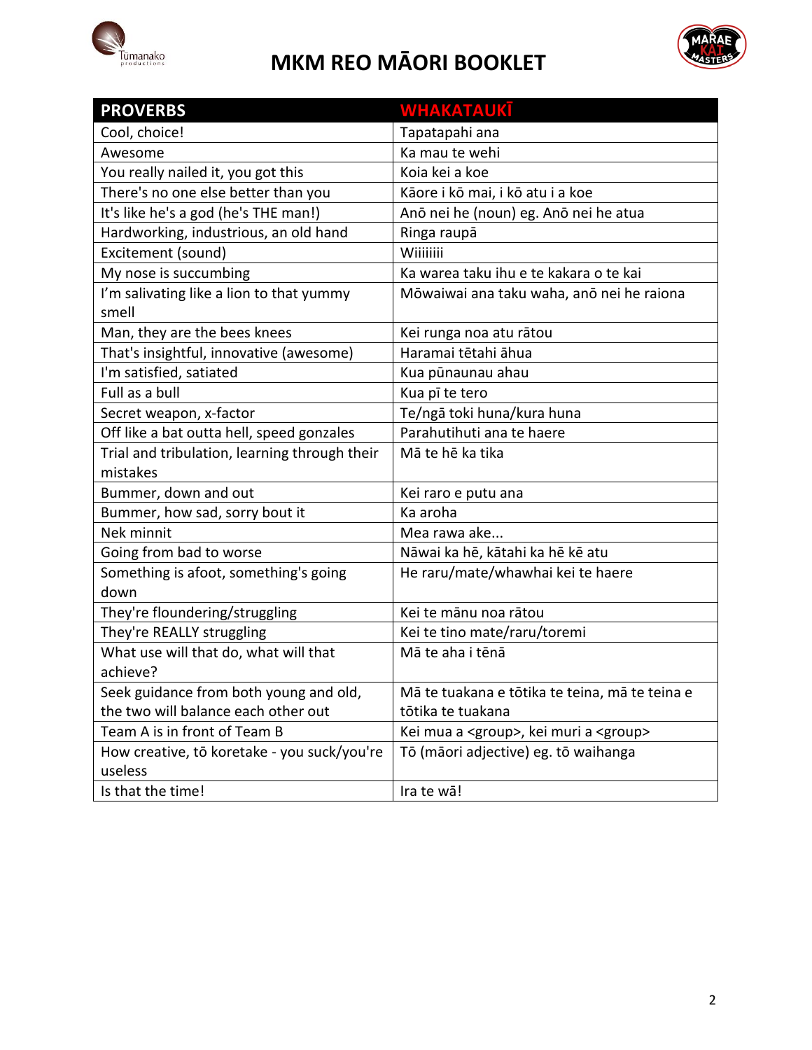# MKM REO MĀORI BOOKLET

| PROVERBS | WHAKATAUKĪ |
| --- | --- |
| Cool, choice! | Tapatapahi ana |
| Awesome | Ka mau te wehi |
| You really nailed it, you got this | Koia kei a koe |
| There's no one else better than you | Kāore i kō mai, i kō atu i a koe |
| It's like he's a god (he's THE man!) | Anō nei he (noun) eg. Anō nei he atua |
| Hardworking, industrious, an old hand | Ringa raupā |
| Excitement (sound) | Wiiiiiiii |
| My nose is succumbing | Ka warea taku ihu e te kakara o te kai |
| I'm salivating like a lion to that yummy smell | Mōwaiwai ana taku waha, anō nei he raiona |
| Man, they are the bees knees | Kei runga noa atu rātou |
| That's insightful, innovative (awesome) | Haramai tētahi āhua |
| I'm satisfied, satiated | Kua pūnaunau ahau |
| Full as a bull | Kua pī te tero |
| Secret weapon, x-factor | Te/ngā toki huna/kura huna |
| Off like a bat outta hell, speed gonzales | Parahutihuti ana te haere |
| Trial and tribulation, learning through their mistakes | Mā te hē ka tika |
| Bummer, down and out | Kei raro e putu ana |
| Bummer, how sad, sorry bout it | Ka aroha |
| Nek minnit | Mea rawa ake... |
| Going from bad to worse | Nāwai ka hē, kātahi ka hē kē atu |
| Something is afoot, something's going down | He raru/mate/whawhai kei te haere |
| They're floundering/struggling | Kei te mānu noa rātou |
| They're REALLY struggling | Kei te tino mate/raru/toremi |
| What use will that do, what will that achieve? | Mā te aha i tēnā |
| Seek guidance from both young and old, the two will balance each other out | Mā te tuakana e tōtika te teina, mā te teina e tōtika te tuakana |
| Team A is in front of Team B | Kei mua a <group>, kei muri a <group> |
| How creative, tō koretake - you suck/you're useless | Tō (māori adjective) eg. tō waihanga |
| Is that the time! | Ira te wā! |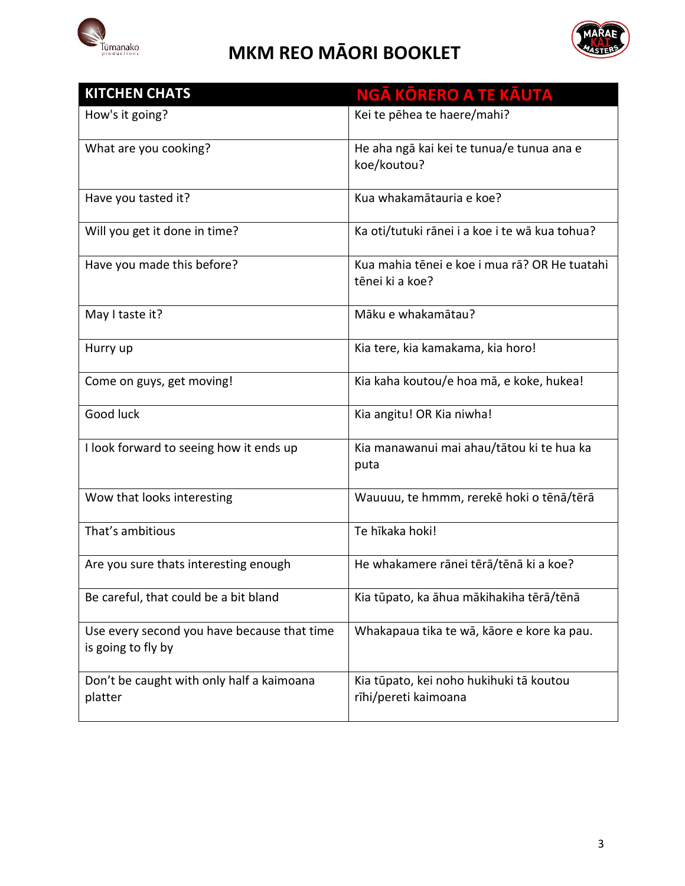# MKM REO MĀORI BOOKLET

| KITCHEN CHATS | NGĀ KŌRERO A TE KĀUTA |
|---|---|
| How's it going? | Kei te pēhea te haere/mahi? |
| What are you cooking? | He aha ngā kai kei te tunua/e tunua ana e koe/koutou? |
| Have you tasted it? | Kua whakamātauria e koe? |
| Will you get it done in time? | Ka oti/tutuki rānei i a koe i te wā kua tohua? |
| Have you made this before? | Kua mahia tēnei e koe i mua rā? OR He tuatahi tēnei ki a koe? |
| May I taste it? | Māku e whakamātau? |
| Hurry up | Kia tere, kia kamakama, kia horo! |
| Come on guys, get moving! | Kia kaha koutou/e hoa mā, e koke, hukea! |
| Good luck | Kia angitu! OR Kia niwha! |
| I look forward to seeing how it ends up | Kia manawanui mai ahau/tātou ki te hua ka puta |
| Wow that looks interesting | Wauuuu, te hmmm, rerekē hoki o tēnā/tērā |
| That's ambitious | Te hīkaka hoki! |
| Are you sure thats interesting enough | He whakamere rānei tērā/tēnā ki a koe? |
| Be careful, that could be a bit bland | Kia tūpato, ka āhua mākihakiha tērā/tēnā |
| Use every second you have because that time is going to fly by | Whakapaua tika te wā, kāore e kore ka pau. |
| Don't be caught with only half a kaimoana platter | Kia tūpato, kei noho hukihuki tā koutou rīhi/pereti kaimoana |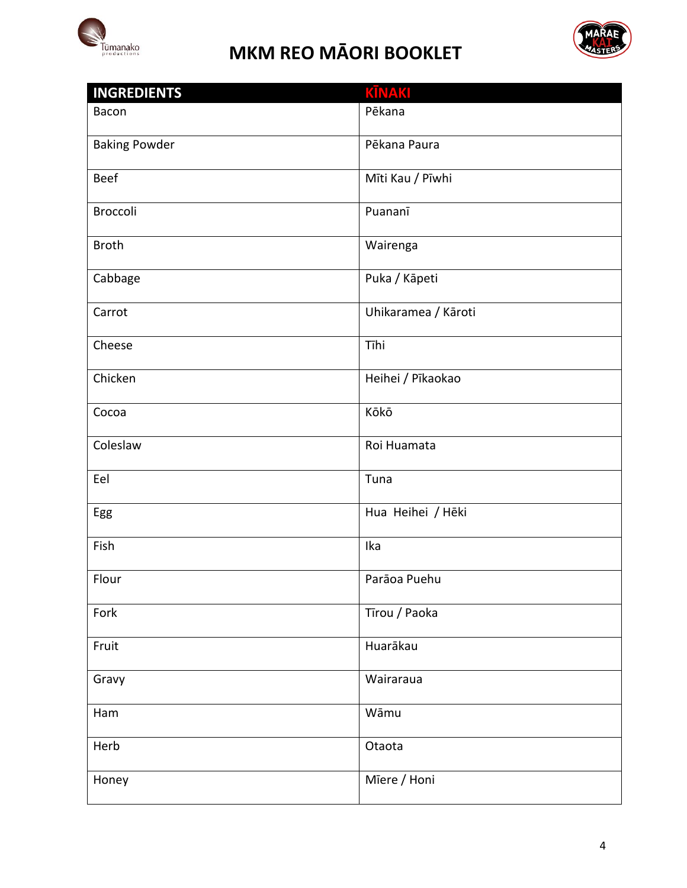# MKM REO MĀORI BOOKLET

| INGREDIENTS | KĪNAKI |
|---|---|
| Bacon | Pēkana |
| Baking Powder | Pēkana Paura |
| Beef | Mīti Kau / Pīwhi |
| Broccoli | Puananī |
| Broth | Wairenga |
| Cabbage | Puka / Kāpeti |
| Carrot | Uhikaramea / Kāroti |
| Cheese | Tīhi |
| Chicken | Heihei / Pīkaokao |
| Cocoa | Kōkō |
| Coleslaw | Roi Huamata |
| Eel | Tuna |
| Egg | Hua Heihei / Hēki |
| Fish | Ika |
| Flour | Parāoa Puehu |
| Fork | Tīrou / Paoka |
| Fruit | Huarākau |
| Gravy | Wairaraua |
| Ham | Wāmu |
| Herb | Otaota |
| Honey | Mīere / Honi |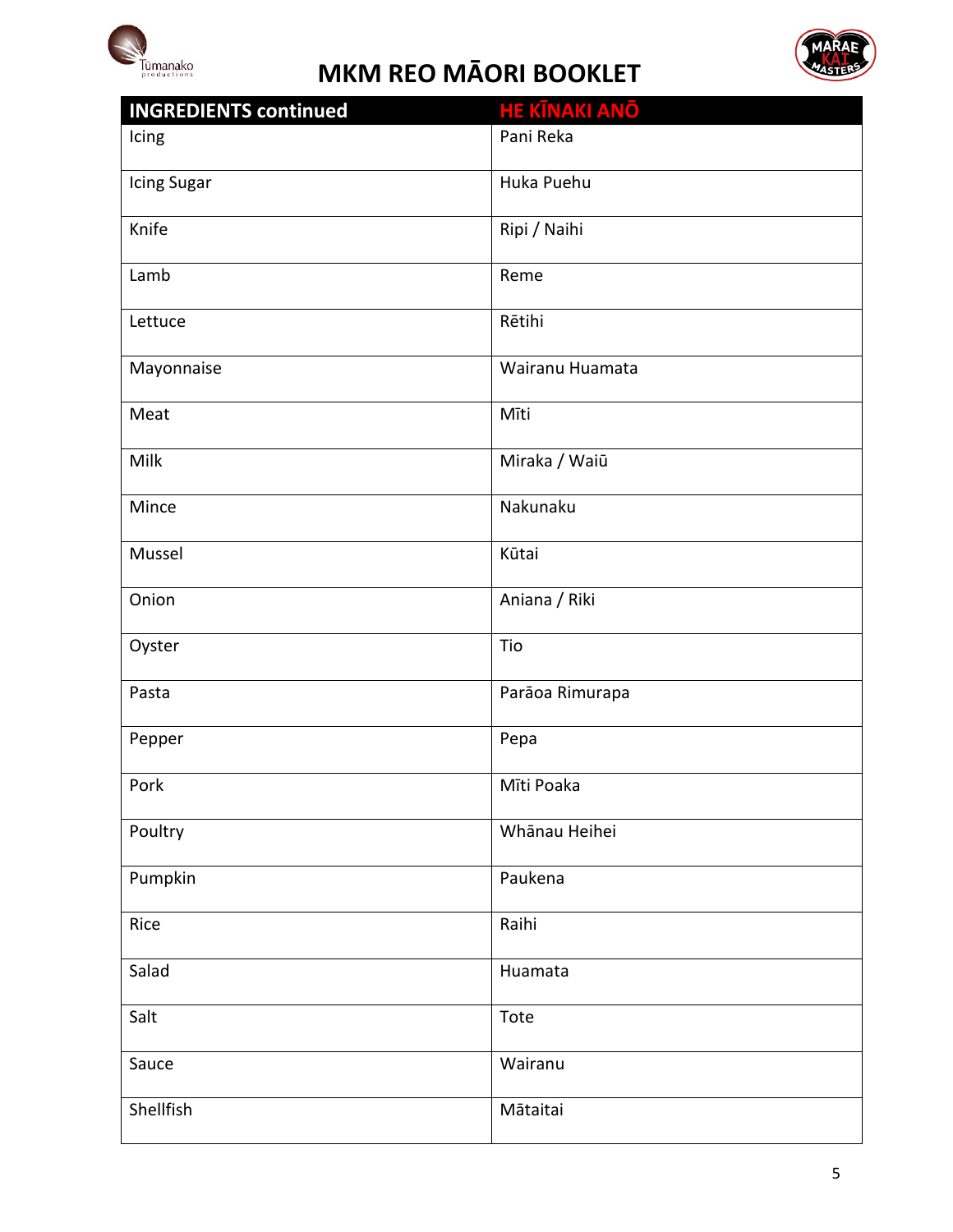# MKM REO MĀORI BOOKLET

| INGREDIENTS continued | HE KĪNAKI ANŌ |
|---|---|
| Icing | Pani Reka |
| Icing Sugar | Huka Puehu |
| Knife | Ripi / Naihi |
| Lamb | Reme |
| Lettuce | Rētihi |
| Mayonnaise | Wairanu Huamata |
| Meat | Mīti |
| Milk | Miraka / Waiū |
| Mince | Nakunaku |
| Mussel | Kūtai |
| Onion | Aniana / Riki |
| Oyster | Tio |
| Pasta | Parāoa Rimurapa |
| Pepper | Pepa |
| Pork | Mīti Poaka |
| Poultry | Whānau Heihei |
| Pumpkin | Paukena |
| Rice | Raihi |
| Salad | Huamata |
| Salt | Tote |
| Sauce | Wairanu |
| Shellfish | Mātaitai |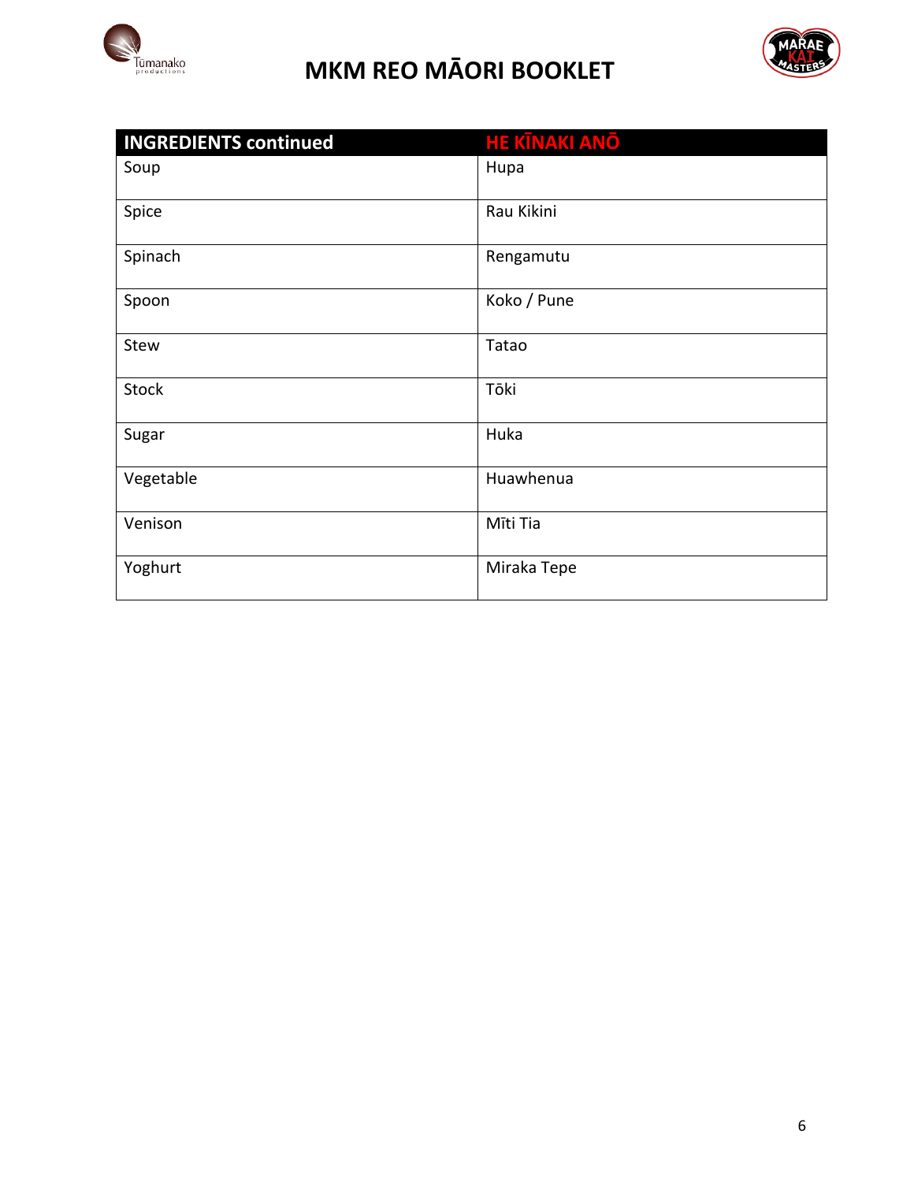| INGREDIENTS continued | HE KĪNAKI ANŌ |
|---|---|
| Soup | Hupa |
| Spice | Rau Kikini |
| Spinach | Rengamutu |
| Spoon | Koko / Pune |
| Stew | Tatao |
| Stock | Tōki |
| Sugar | Huka |
| Vegetable | Huawhenua |
| Venison | Mīti Tia |
| Yoghurt | Miraka Tepe |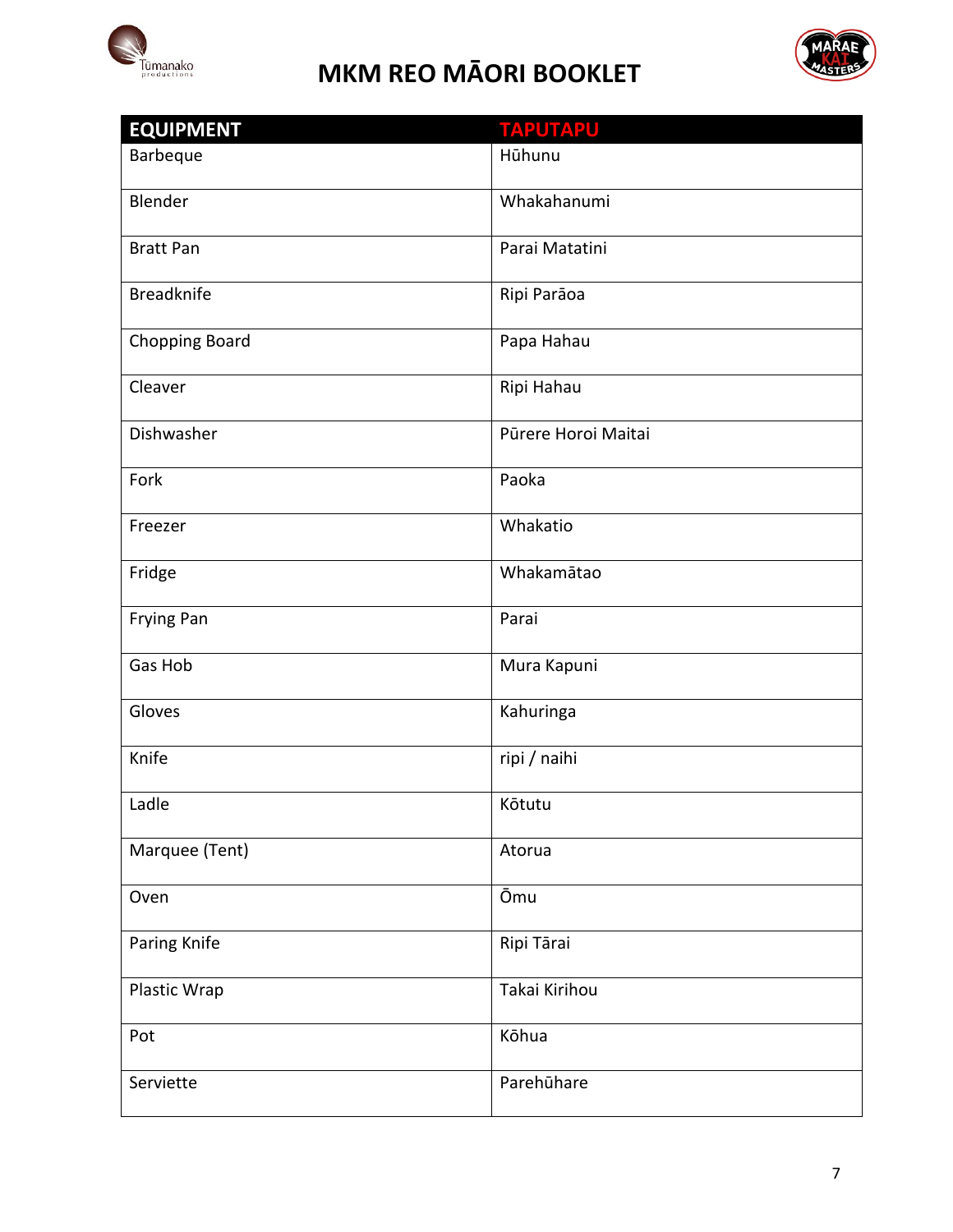# MKM REO MĀORI BOOKLET

| EQUIPMENT | TAPUTAPU |
|---|---|
| Barbeque | Hūhunu |
| Blender | Whakahanumi |
| Bratt Pan | Parai Matatini |
| Breadknife | Ripi Parāoa |
| Chopping Board | Papa Hahau |
| Cleaver | Ripi Hahau |
| Dishwasher | Pūrere Horoi Maitai |
| Fork | Paoka |
| Freezer | Whakatio |
| Fridge | Whakamātao |
| Frying Pan | Parai |
| Gas Hob | Mura Kapuni |
| Gloves | Kahuringa |
| Knife | ripi / naihi |
| Ladle | Kōtutu |
| Marquee (Tent) | Atorua |
| Oven | Ōmu |
| Paring Knife | Ripi Tārai |
| Plastic Wrap | Takai Kirihou |
| Pot | Kōhua |
| Serviette | Parehūhare |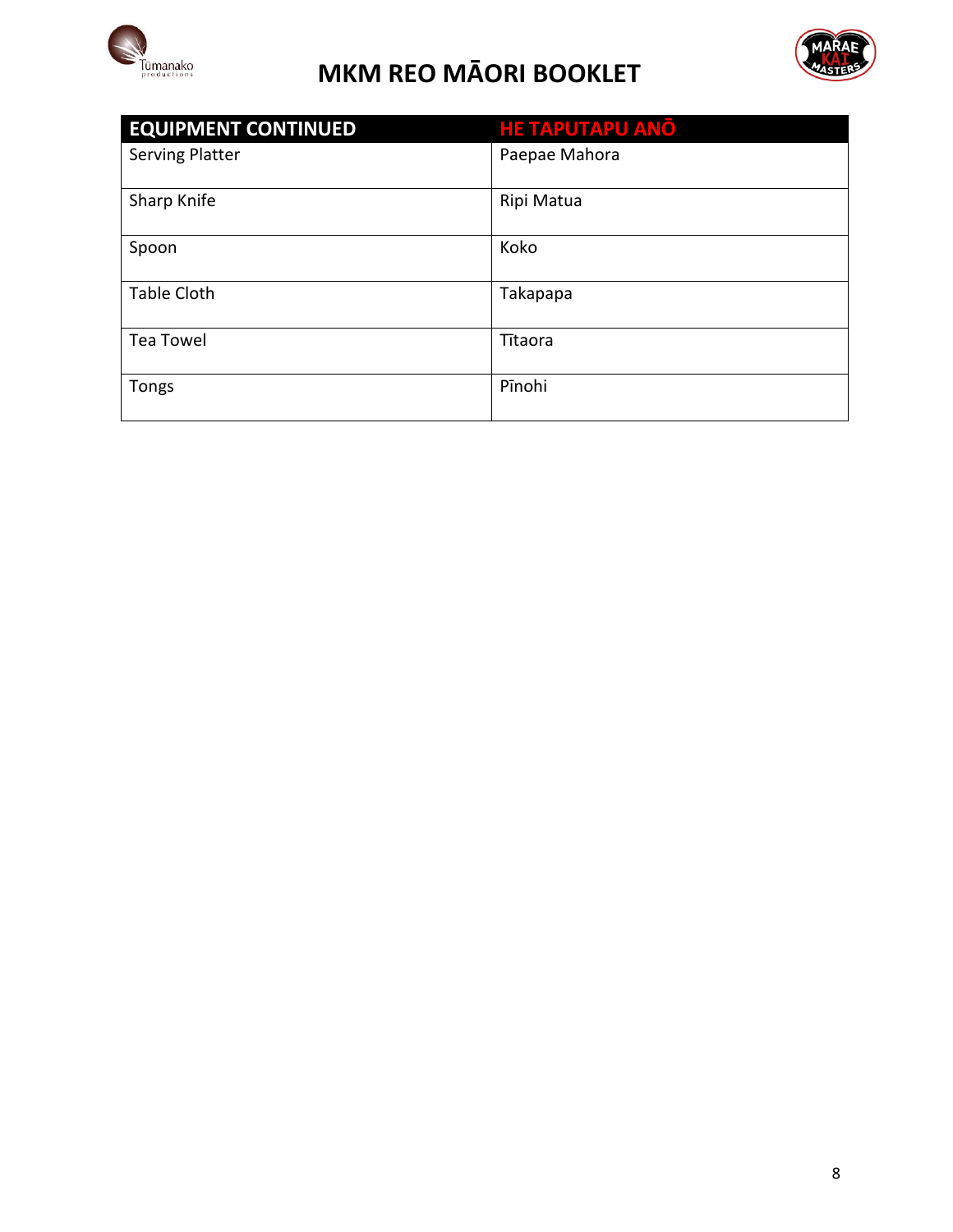| EQUIPMENT CONTINUED | HE TAPUTAPU ANŌ |
| --- | --- |
| Serving Platter | Paepae Mahora |
| Sharp Knife | Ripi Matua |
| Spoon | Koko |
| Table Cloth | Takapapa |
| Tea Towel | Tītaora |
| Tongs | Pīnohi |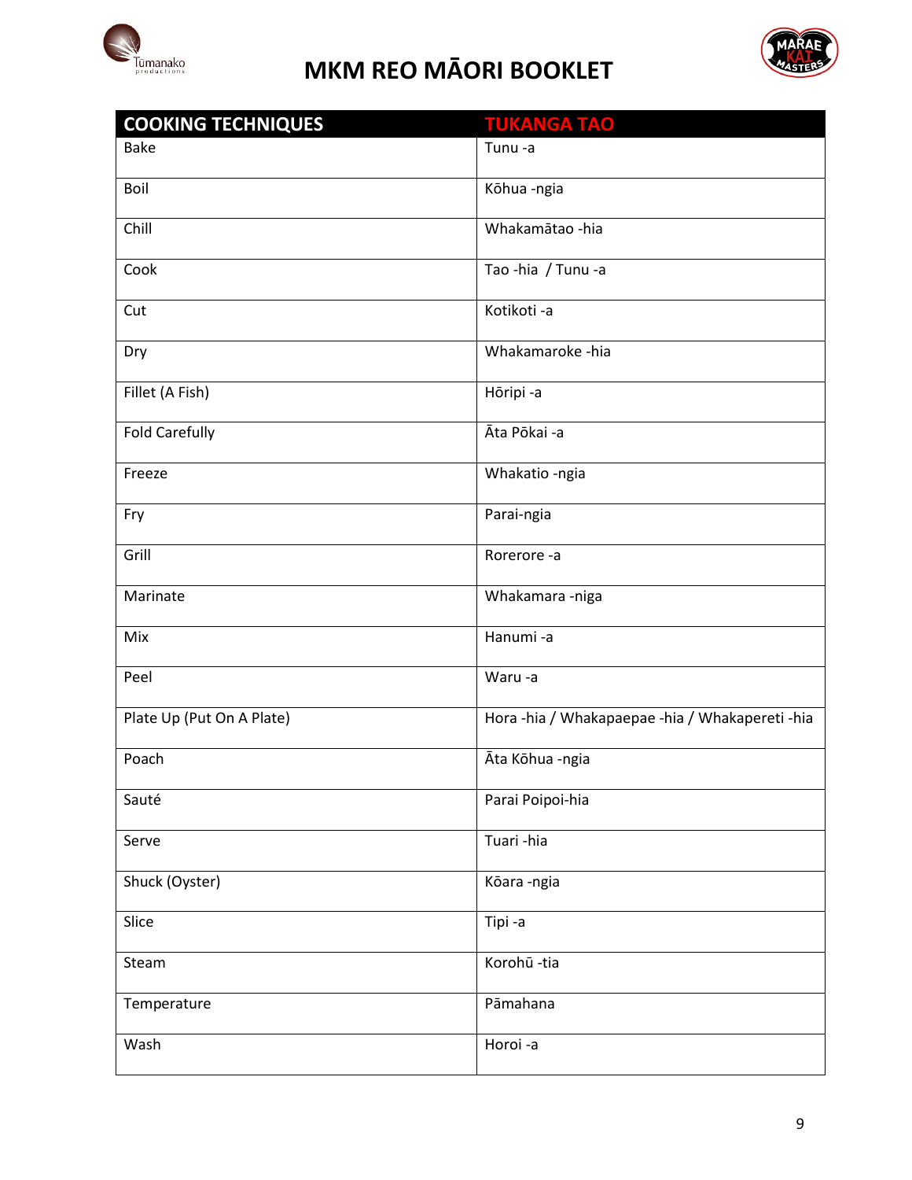# MKM REO MĀORI BOOKLET

| COOKING TECHNIQUES | TUKANGA TAO |
|---|---|
| Bake | Tunu -a |
| Boil | Kōhua -ngia |
| Chill | Whakamātao -hia |
| Cook | Tao -hia / Tunu -a |
| Cut | Kotikoti -a |
| Dry | Whakamaroke -hia |
| Fillet (A Fish) | Hōripi -a |
| Fold Carefully | Āta Pōkai -a |
| Freeze | Whakatio -ngia |
| Fry | Parai-ngia |
| Grill | Rorerore -a |
| Marinate | Whakamara -niga |
| Mix | Hanumi -a |
| Peel | Waru -a |
| Plate Up (Put On A Plate) | Hora -hia / Whakapaepae -hia / Whakapereti -hia |
| Poach | Āta Kōhua -ngia |
| Sauté | Parai Poipoi-hia |
| Serve | Tuari -hia |
| Shuck (Oyster) | Kōara -ngia |
| Slice | Tipi -a |
| Steam | Korohū -tia |
| Temperature | Pāmahana |
| Wash | Horoi -a |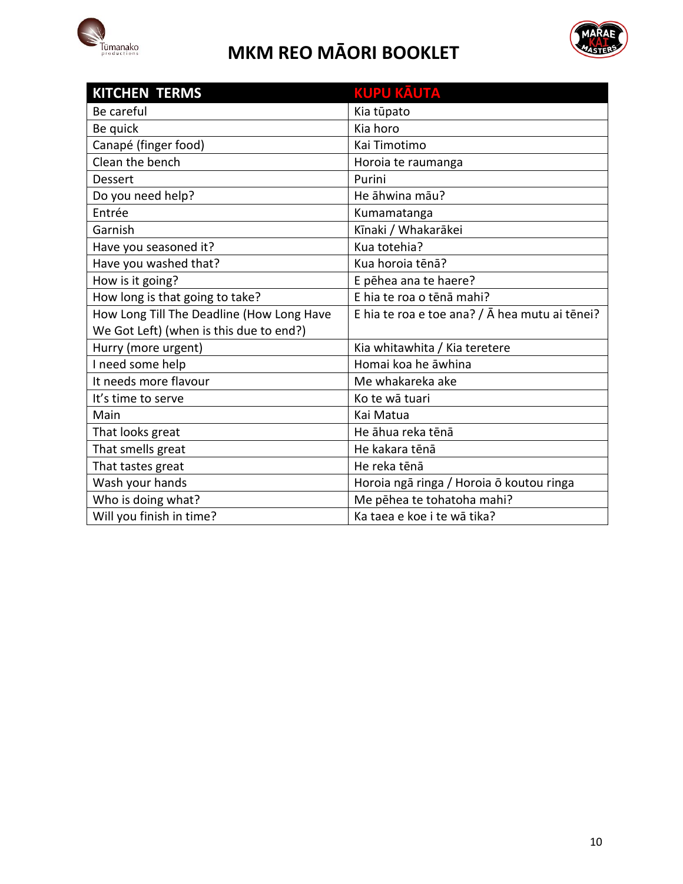# MKM REO MĀORI BOOKLET

| KITCHEN TERMS | KUPU KĀUTA |
|---|---|
| Be careful | Kia tūpato |
| Be quick | Kia horo |
| Canapé (finger food) | Kai Timotimo |
| Clean the bench | Horoia te raumanga |
| Dessert | Purini |
| Do you need help? | He āhwina māu? |
| Entrée | Kumamatanga |
| Garnish | Kīnaki / Whakarākei |
| Have you seasoned it? | Kua totehia? |
| Have you washed that? | Kua horoia tēnā? |
| How is it going? | E pēhea ana te haere? |
| How long is that going to take? | E hia te roa o tēnā mahi? |
| How Long Till The Deadline (How Long Have We Got Left) (when is this due to end?) | E hia te roa e toe ana? / Ā hea mutu ai tēnei? |
| Hurry (more urgent) | Kia whitawhita / Kia teretere |
| I need some help | Homai koa he āwhina |
| It needs more flavour | Me whakareka ake |
| It's time to serve | Ko te wā tuari |
| Main | Kai Matua |
| That looks great | He āhua reka tēnā |
| That smells great | He kakara tēnā |
| That tastes great | He reka tēnā |
| Wash your hands | Horoia ngā ringa / Horoia ō koutou ringa |
| Who is doing what? | Me pēhea te tohatoha mahi? |
| Will you finish in time? | Ka taea e koe i te wā tika? |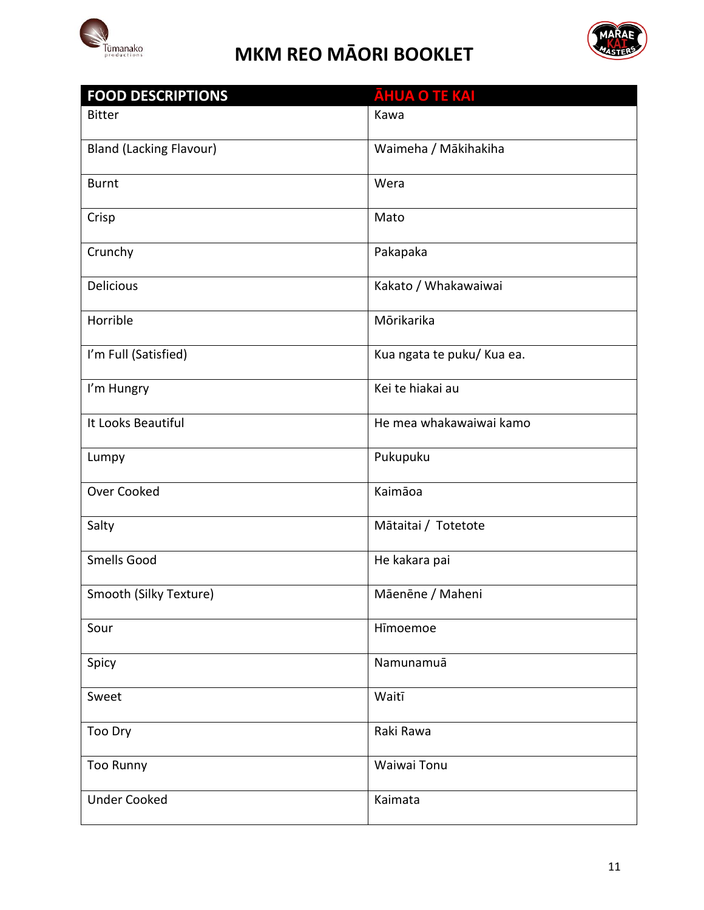# MKM REO MĀORI BOOKLET

| FOOD DESCRIPTIONS | ĀHUA O TE KAI |
| --- | --- |
| Bitter | Kawa |
| Bland (Lacking Flavour) | Waimeha / Mākihakiha |
| Burnt | Wera |
| Crisp | Mato |
| Crunchy | Pakapaka |
| Delicious | Kakato / Whakawaiwai |
| Horrible | Mōrikarika |
| I'm Full (Satisfied) | Kua ngata te puku/ Kua ea. |
| I'm Hungry | Kei te hiakai au |
| It Looks Beautiful | He mea whakawaiwai kamo |
| Lumpy | Pukupuku |
| Over Cooked | Kaimāoa |
| Salty | Mātaitai / Totetote |
| Smells Good | He kakara pai |
| Smooth (Silky Texture) | Māenēne / Maheni |
| Sour | Hīmoemoe |
| Spicy | Namunamuā |
| Sweet | Waitī |
| Too Dry | Raki Rawa |
| Too Runny | Waiwai Tonu |
| Under Cooked | Kaimata |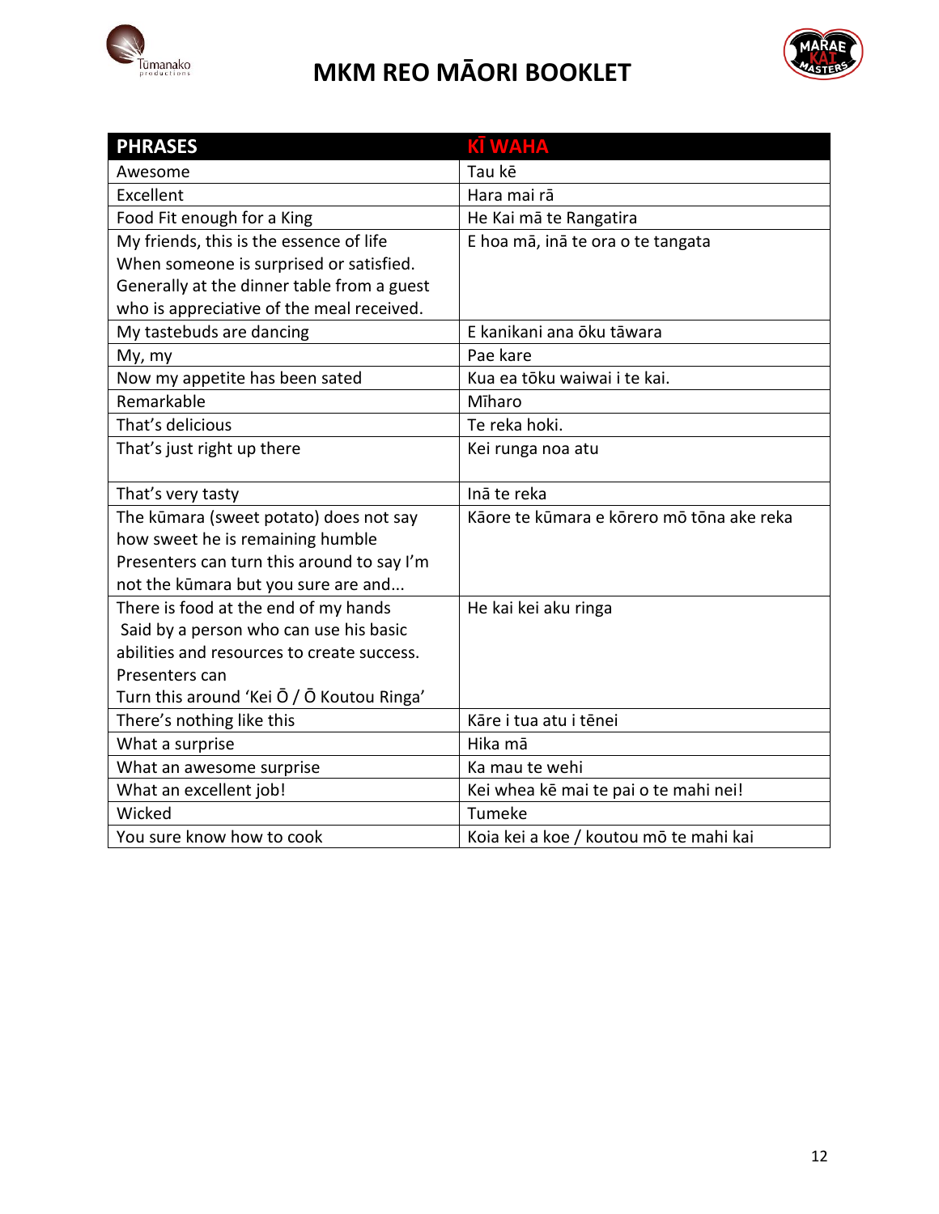# MKM REO MĀORI BOOKLET

| PHRASES | KĪ WAHA |
|---|---|
| Awesome | Tau kē |
| Excellent | Hara mai rā |
| Food Fit enough for a King | He Kai mā te Rangatira |
| My friends, this is the essence of life When someone is surprised or satisfied. Generally at the dinner table from a guest who is appreciative of the meal received. | E hoa mā, inā te ora o te tangata |
| My tastebuds are dancing | E kanikani ana ōku tāwara |
| My, my | Pae kare |
| Now my appetite has been sated | Kua ea tōku waiwai i te kai. |
| Remarkable | Mīharo |
| That's delicious | Te reka hoki. |
| That's just right up there | Kei runga noa atu |
| That's very tasty | Inā te reka |
| The kūmara (sweet potato) does not say how sweet he is remaining humble Presenters can turn this around to say I'm not the kūmara but you sure are and... | Kāore te kūmara e kōrero mō tōna ake reka |
| There is food at the end of my hands Said by a person who can use his basic abilities and resources to create success. Presenters can Turn this around 'Kei Ō / Ō Koutou Ringa' | He kai kei aku ringa |
| There's nothing like this | Kāre i tua atu i tēnei |
| What a surprise | Hika mā |
| What an awesome surprise | Ka mau te wehi |
| What an excellent job! | Kei whea kē mai te pai o te mahi nei! |
| Wicked | Tumeke |
| You sure know how to cook | Koia kei a koe / koutou mō te mahi kai |